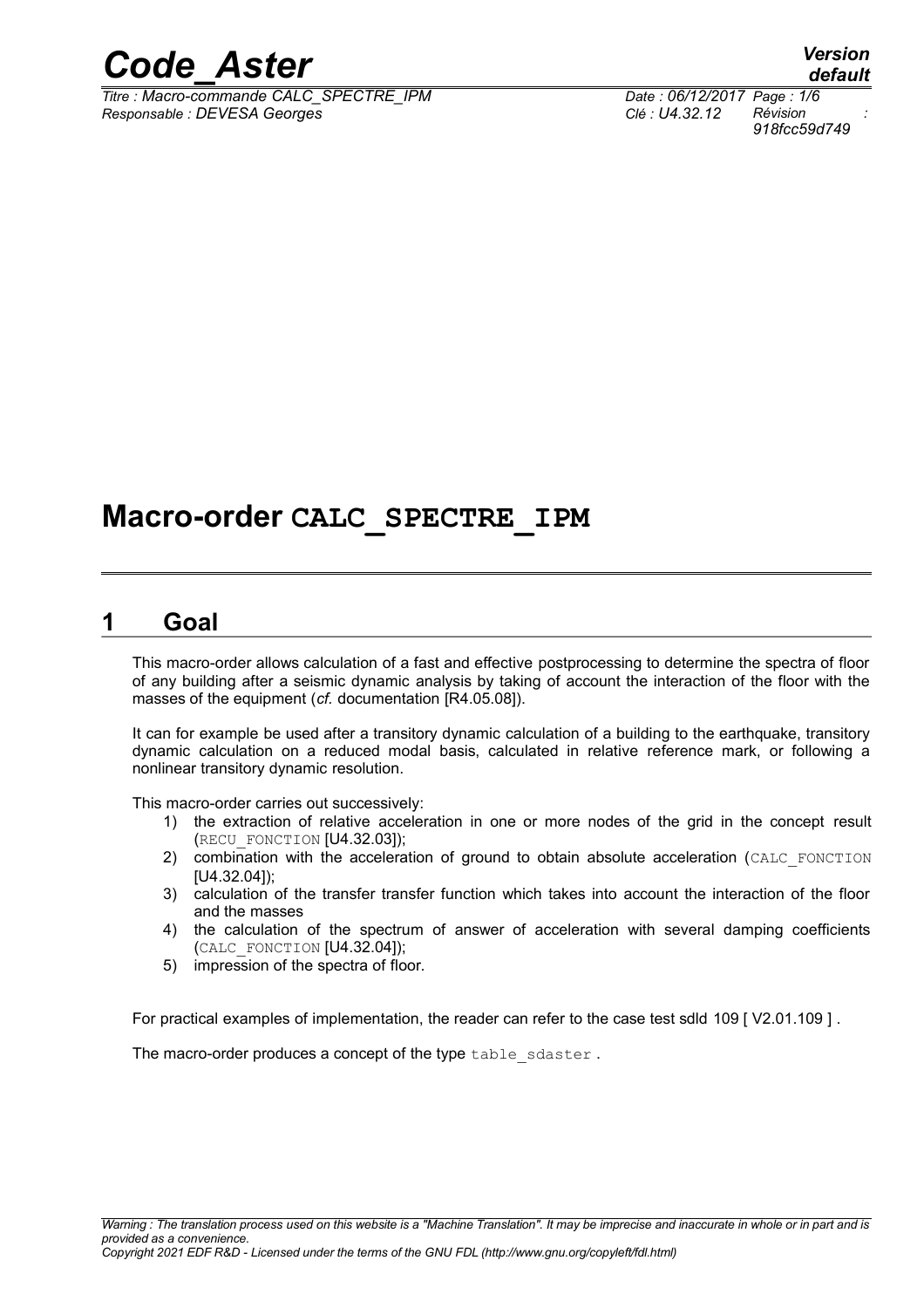# Macro-order CALC_SPECTRE_IPM

## 1 Goal

This macro-order allows calculation of a fast and effective postprocessing to determine the spectra of floor of any building after a seismic dynamic analysis by taking of account the interaction of the floor with the masses of the equipment (*cf.* documentation [R4.05.08]).

It can for example be used after a transitory dynamic calculation of a building to the earthquake, transitory dynamic calculation on a reduced modal basis, calculated in relative reference mark, or following a nonlinear transitory dynamic resolution.

This macro-order carries out successively:

1) the extraction of relative acceleration in one or more nodes of the grid in the concept result (RECU_FONCTION [U4.32.03]);
2) combination with the acceleration of ground to obtain absolute acceleration (CALC_FONCTION [U4.32.04]);
3) calculation of the transfer transfer function which takes into account the interaction of the floor and the masses
4) the calculation of the spectrum of answer of acceleration with several damping coefficients (CALC_FONCTION [U4.32.04]);
5) impression of the spectra of floor.

For practical examples of implementation, the reader can refer to the case test sdld 109 [ V2.01.109 ] .

The macro-order produces a concept of the type table_sdaster .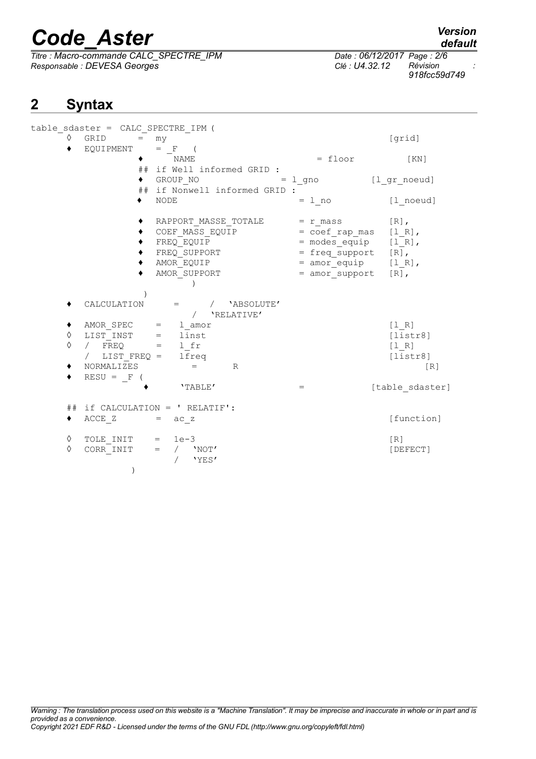## 2 Syntax

```
table_sdaster = CALC_SPECTRE_IPM (
     ◊  GRID        =  my                                          [grid]
     ♦  EQUIPMENT   =  _F  (
              ♦    NAME                      = floor             [KN]
              ## if Well informed GRID :
              ♦  GROUP_NO                  = l_gno          [l_gr_noeud]
              ## if Nonwell informed GRID :
              ♦  NODE                      = l_no            [l_noeud]

              ♦  RAPPORT_MASSE_TOTALE      = r_mass          [R],
              ♦  COEF_MASS_EQUIP           = coef_rap_mas    [l_R],
              ♦  FREQ_EQUIP                = modes_equip     [l_R],
              ♦  FREQ_SUPPORT              = freq_support    [R],
              ♦  AMOR_EQUIP                = amor_equip      [l_R],
              ♦  AMOR_SUPPORT              = amor_support    [R],
                         )
                )
     ♦  CALCULATION     =     /  'ABSOLUTE'
                              /  'RELATIVE'
     ♦  AMOR_SPEC    =   l_amor                                    [l_R]
     ◊  LIST_INST    =   linst                                     [listr8]
     ◊  /  FREQ      =   l_fr                                      [l_R]
        /  LIST_FREQ =   lfreq                                     [listr8]
     ♦  NORMALIZES        =      R                                     [R]
     ♦  RESU = _F (
                ♦      'TABLE'                =               [table_sdaster]

     ## if CALCULATION = ' RELATIF':
     ♦  ACCE_Z       =  ac_z                                       [function]

     ◊  TOLE_INIT    =  1e-3                                       [R]
     ◊  CORR_INIT    =  /  'NOT'                                   [DEFECT]
                        /  'YES'
          )
```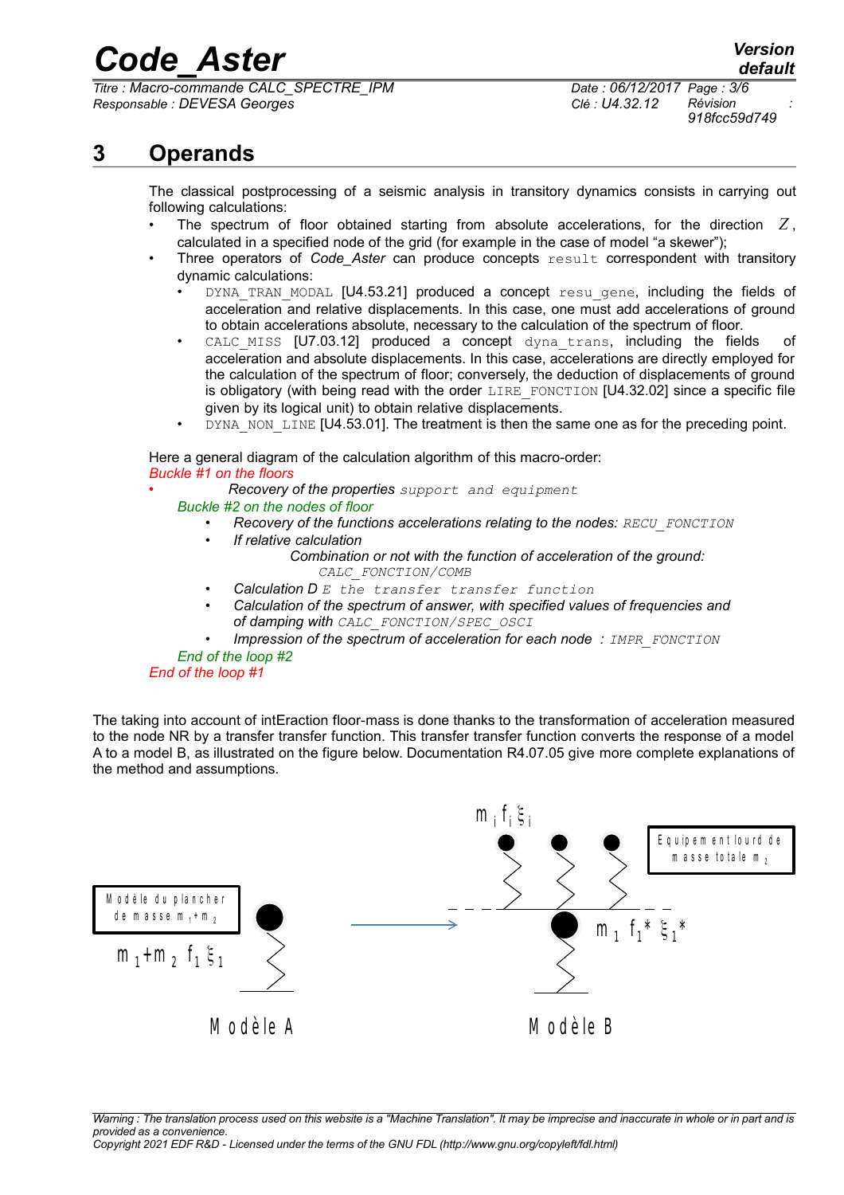# 3 Operands

The classical postprocessing of a seismic analysis in transitory dynamics consists in carrying out following calculations:

- The spectrum of floor obtained starting from absolute accelerations, for the direction $Z$, calculated in a specified node of the grid (for example in the case of model "a skewer");
- Three operators of *Code_Aster* can produce concepts `result` correspondent with transitory dynamic calculations:
  - `DYNA_TRAN_MODAL` [U4.53.21] produced a concept `resu_gene`, including the fields of acceleration and relative displacements. In this case, one must add accelerations of ground to obtain accelerations absolute, necessary to the calculation of the spectrum of floor.
  - `CALC_MISS` [U7.03.12] produced a concept `dyna_trans`, including the fields of acceleration and absolute displacements. In this case, accelerations are directly employed for the calculation of the spectrum of floor; conversely, the deduction of displacements of ground is obligatory (with being read with the order `LIRE_FONCTION` [U4.32.02] since a specific file given by its logical unit) to obtain relative displacements.
  - `DYNA_NON_LINE` [U4.53.01]. The treatment is then the same one as for the preceding point.

Here a general diagram of the calculation algorithm of this macro-order:

*Buckle #1 on the floors*

- *Recovery of the properties* `support and equipment`

  *Buckle #2 on the nodes of floor*

  - *Recovery of the functions accelerations relating to the nodes:* `RECU_FONCTION`
  - *If relative calculation*

    *Combination or not with the function of acceleration of the ground:* `CALC_FONCTION/COMB`
  - *Calculation D* `E the transfer transfer function`
  - *Calculation of the spectrum of answer, with specified values of frequencies and of damping with* `CALC_FONCTION/SPEC_OSCI`
  - *Impression of the spectrum of acceleration for each node :* `IMPR_FONCTION`

  *End of the loop #2*

*End of the loop #1*

The taking into account of intEraction floor-mass is done thanks to the transformation of acceleration measured to the node NR by a transfer transfer function. This transfer transfer function converts the response of a model A to a model B, as illustrated on the figure below. Documentation R4.07.05 give more complete explanations of the method and assumptions.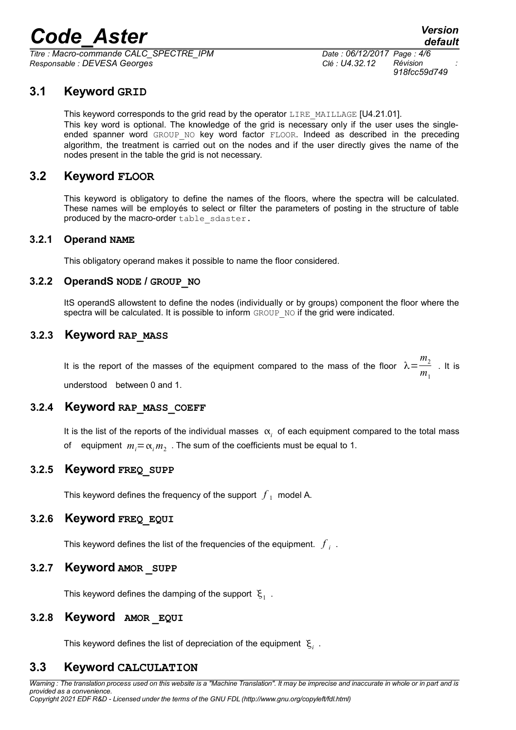## 3.1 Keyword GRID

This keyword corresponds to the grid read by the operator LIRE_MAILLAGE [U4.21.01].
This key word is optional. The knowledge of the grid is necessary only if the user uses the single-ended spanner word GROUP_NO key word factor FLOOR. Indeed as described in the preceding algorithm, the treatment is carried out on the nodes and if the user directly gives the name of the nodes present in the table the grid is not necessary.

## 3.2 Keyword FLOOR

This keyword is obligatory to define the names of the floors, where the spectra will be calculated. These names will be employés to select or filter the parameters of posting in the structure of table produced by the macro-order table_sdaster.

### 3.2.1 Operand NAME

This obligatory operand makes it possible to name the floor considered.

### 3.2.2 OperandS NODE / GROUP_NO

ItS operandS allowstent to define the nodes (individually or by groups) component the floor where the spectra will be calculated. It is possible to inform GROUP_NO if the grid were indicated.

### 3.2.3 Keyword RAP_MASS

It is the report of the masses of the equipment compared to the mass of the floor $\lambda=\frac{m_2}{m_1}$ . It is understood between 0 and 1.

### 3.2.4 Keyword RAP_MASS_COEFF

It is the list of the reports of the individual masses $\alpha_i$ of each equipment compared to the total mass of equipment $m_i=\alpha_i m_2$ . The sum of the coefficients must be equal to 1.

### 3.2.5 Keyword FREQ_SUPP

This keyword defines the frequency of the support $f_1$ model A.

### 3.2.6 Keyword FREQ_EQUI

This keyword defines the list of the frequencies of the equipment. $f_i$ .

### 3.2.7 Keyword AMOR _SUPP

This keyword defines the damping of the support $\xi_1$ .

### 3.2.8 Keyword AMOR _EQUI

This keyword defines the list of depreciation of the equipment $\xi_i$ .

## 3.3 Keyword CALCULATION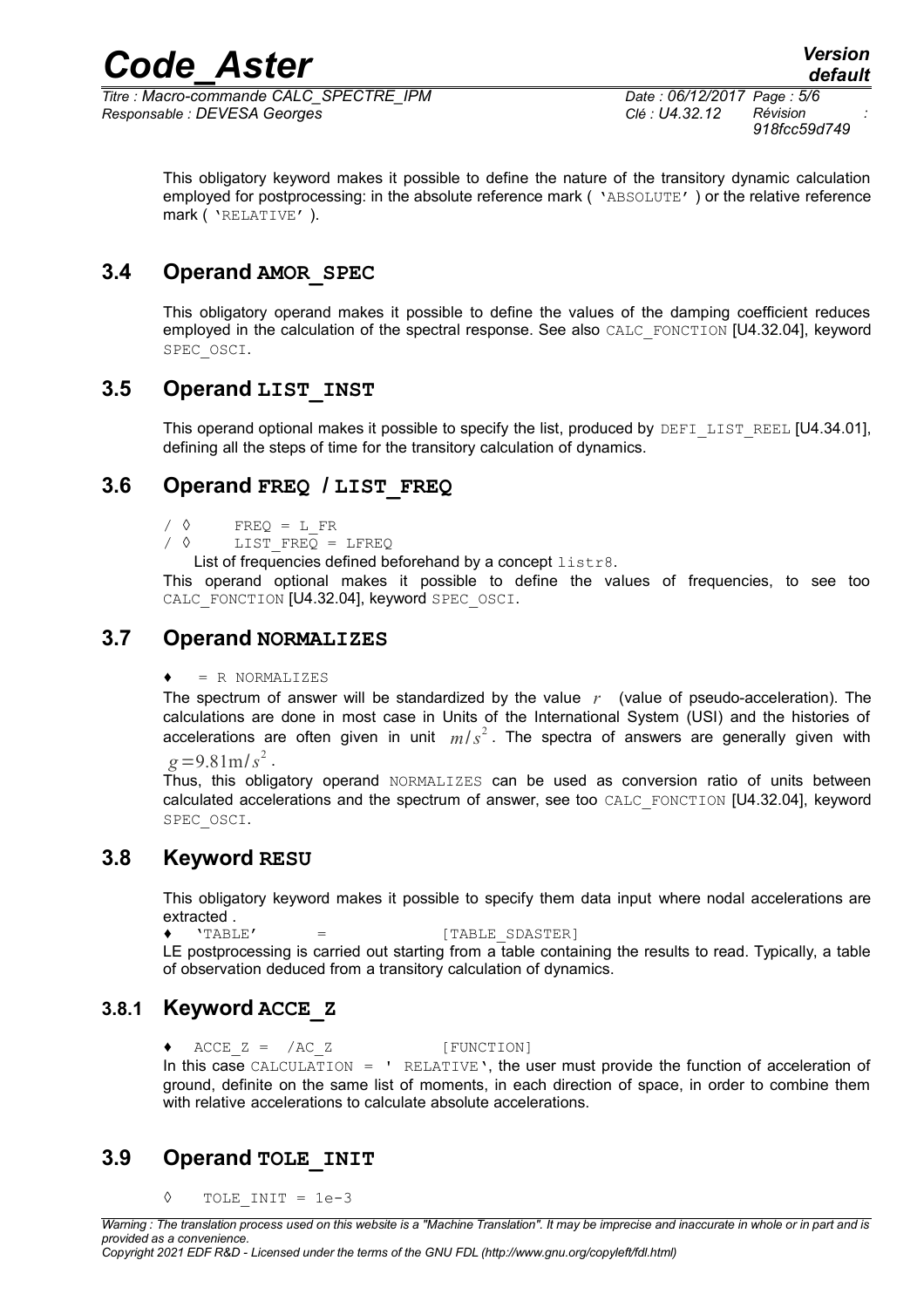This obligatory keyword makes it possible to define the nature of the transitory dynamic calculation employed for postprocessing: in the absolute reference mark ( 'ABSOLUTE' ) or the relative reference mark ( 'RELATIVE' ).

## 3.4 Operand AMOR_SPEC

This obligatory operand makes it possible to define the values of the damping coefficient reduces employed in the calculation of the spectral response. See also CALC_FONCTION [U4.32.04], keyword SPEC_OSCI.

## 3.5 Operand LIST_INST

This operand optional makes it possible to specify the list, produced by DEFI_LIST_REEL [U4.34.01], defining all the steps of time for the transitory calculation of dynamics.

## 3.6 Operand FREQ / LIST_FREQ

```
/ ◊    FREQ = L_FR
/ ◊    LIST_FREQ = LFREQ
```

List of frequencies defined beforehand by a concept listr8.

This operand optional makes it possible to define the values of frequencies, to see too CALC_FONCTION [U4.32.04], keyword SPEC_OSCI.

## 3.7 Operand NORMALIZES

```
♦    = R NORMALIZES
```

The spectrum of answer will be standardized by the value $r$ (value of pseudo-acceleration). The calculations are done in most case in Units of the International System (USI) and the histories of accelerations are often given in unit $m/s^2$. The spectra of answers are generally given with $g=9.81\text{m}/s^2$.

Thus, this obligatory operand NORMALIZES can be used as conversion ratio of units between calculated accelerations and the spectrum of answer, see too CALC_FONCTION [U4.32.04], keyword SPEC_OSCI.

## 3.8 Keyword RESU

This obligatory keyword makes it possible to specify them data input where nodal accelerations are extracted .

```
♦  'TABLE'        =          [TABLE_SDASTER]
```

LE postprocessing is carried out starting from a table containing the results to read. Typically, a table of observation deduced from a transitory calculation of dynamics.

### 3.8.1 Keyword ACCE_Z

```
♦  ACCE_Z =  /AC_Z            [FUNCTION]
```

In this case CALCULATION = ' RELATIVE', the user must provide the function of acceleration of ground, definite on the same list of moments, in each direction of space, in order to combine them with relative accelerations to calculate absolute accelerations.

## 3.9 Operand TOLE_INIT

```
◊    TOLE_INIT = 1e-3
```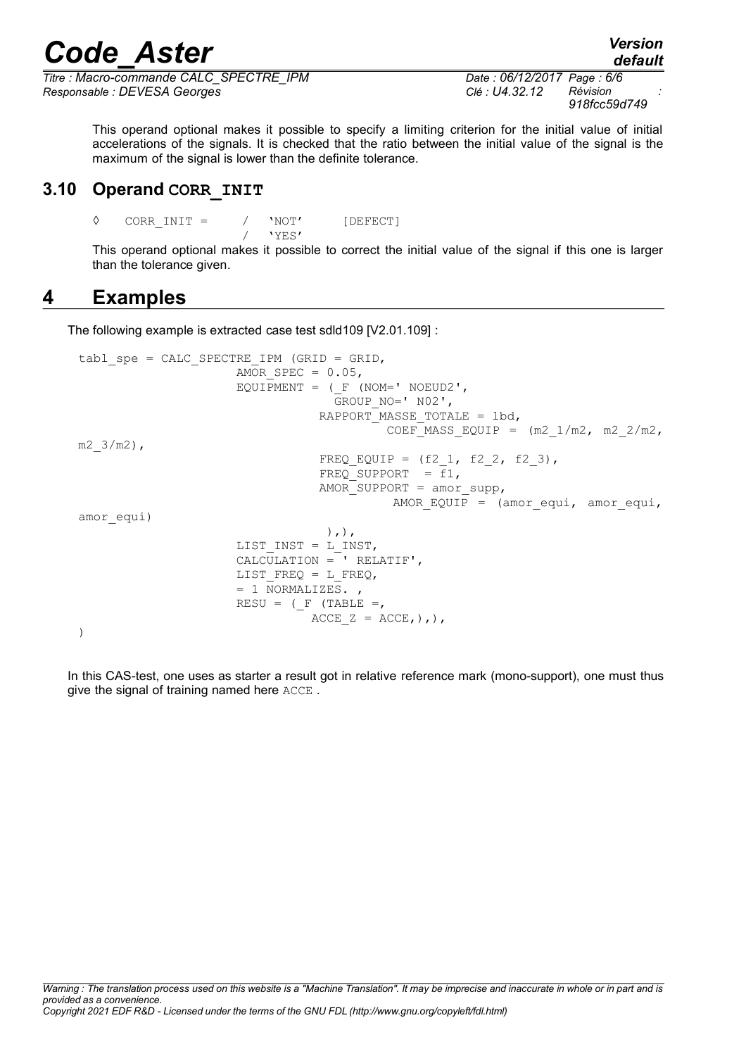This operand optional makes it possible to specify a limiting criterion for the initial value of initial accelerations of the signals. It is checked that the ratio between the initial value of the signal is the maximum of the signal is lower than the definite tolerance.

## 3.10 Operand CORR_INIT

```
◊    CORR_INIT =     /  'NOT'      [DEFECT]
                     /  'YES'
```

This operand optional makes it possible to correct the initial value of the signal if this one is larger than the tolerance given.

# 4 Examples

The following example is extracted case test sdld109 [V2.01.109] :

```
tabl_spe = CALC_SPECTRE_IPM (GRID = GRID,
                    AMOR_SPEC = 0.05,
                    EQUIPMENT = (_F (NOM=' NOEUD2',
                                 GROUP_NO=' N02',
                              RAPPORT_MASSE_TOTALE = lbd,
                                      COEF_MASS_EQUIP =  (m2_1/m2, m2_2/m2,
m2_3/m2),
                              FREQ_EQUIP = (f2_1, f2_2, f2_3),
                              FREQ_SUPPORT  = f1,
                              AMOR_SUPPORT = amor_supp,
                                      AMOR_EQUIP = (amor_equi, amor_equi,
amor_equi)
                              ),),
                    LIST_INST = L_INST,
                    CALCULATION = ' RELATIF',
                    LIST_FREQ = L_FREQ,
                    = 1 NORMALIZES. ,
                    RESU = (_F (TABLE =,
                            ACCE_Z = ACCE,),),
)
```

In this CAS-test, one uses as starter a result got in relative reference mark (mono-support), one must thus give the signal of training named here ACCE .